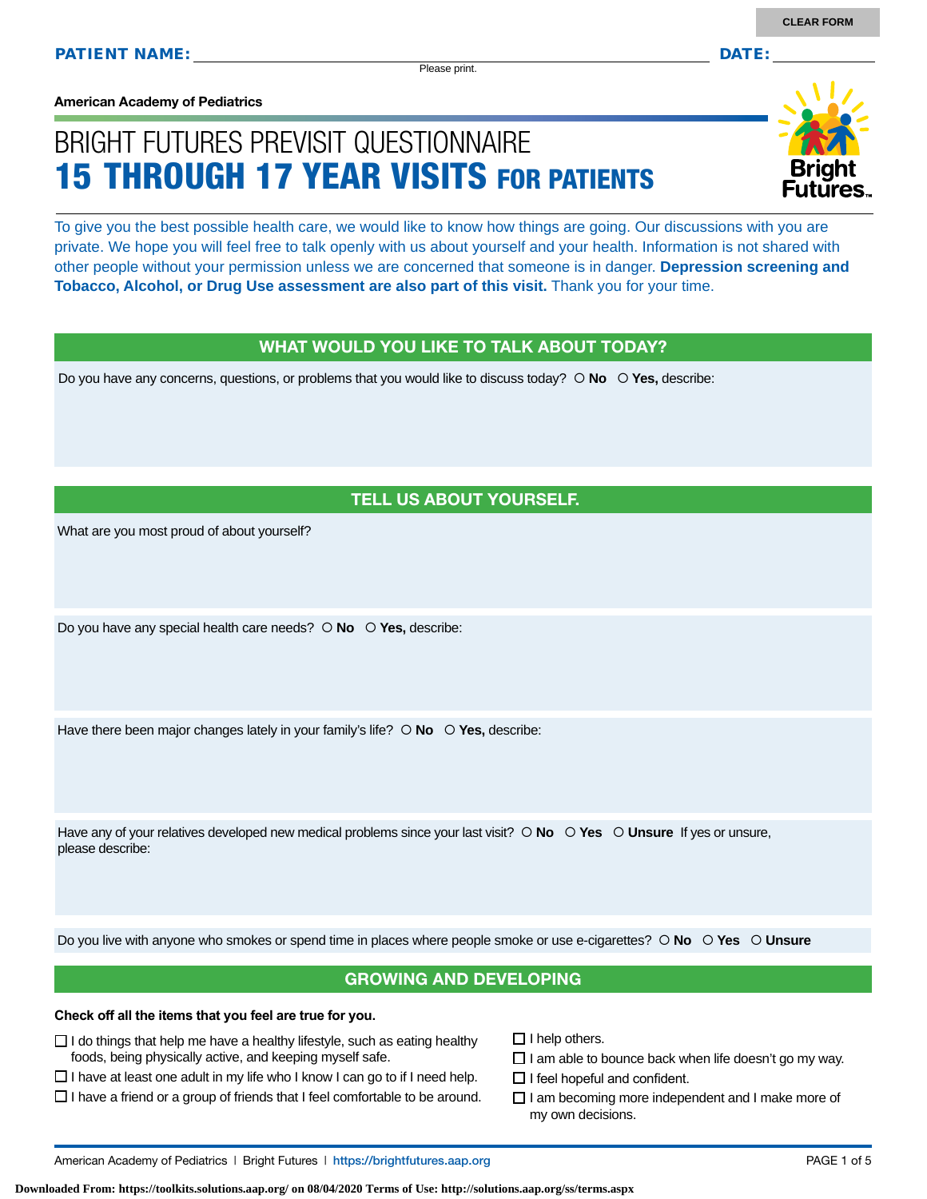**PATIENT NAME:** ____________________ **DATE:** __________

Please print.

American Academy of Pediatrics

# BRIGHT FUTURES PREVISIT QUESTIONNAIRE
# 15 THROUGH 17 YEAR VISITS FOR PATIENTS

To give you the best possible health care, we would like to know how things are going. Our discussions with you are private. We hope you will feel free to talk openly with us about yourself and your health. Information is not shared with other people without your permission unless we are concerned that someone is in danger. **Depression screening and Tobacco, Alcohol, or Drug Use assessment are also part of this visit.** Thank you for your time.

## WHAT WOULD YOU LIKE TO TALK ABOUT TODAY?

Do you have any concerns, questions, or problems that you would like to discuss today? ○ **No** ○ **Yes,** describe:

## TELL US ABOUT YOURSELF.

What are you most proud of about yourself?

Do you have any special health care needs? ○ **No** ○ **Yes,** describe:

Have there been major changes lately in your family's life? ○ **No** ○ **Yes,** describe:

Have any of your relatives developed new medical problems since your last visit? ○ **No** ○ **Yes** ○ **Unsure** If yes or unsure, please describe:

Do you live with anyone who smokes or spend time in places where people smoke or use e-cigarettes? ○ **No** ○ **Yes** ○ **Unsure**

## GROWING AND DEVELOPING

**Check off all the items that you feel are true for you.**

- ☐ I do things that help me have a healthy lifestyle, such as eating healthy foods, being physically active, and keeping myself safe.
- ☐ I have at least one adult in my life who I know I can go to if I need help.
- ☐ I have a friend or a group of friends that I feel comfortable to be around.
- ☐ I help others.
- ☐ I am able to bounce back when life doesn't go my way.
- ☐ I feel hopeful and confident.
- ☐ I am becoming more independent and I make more of my own decisions.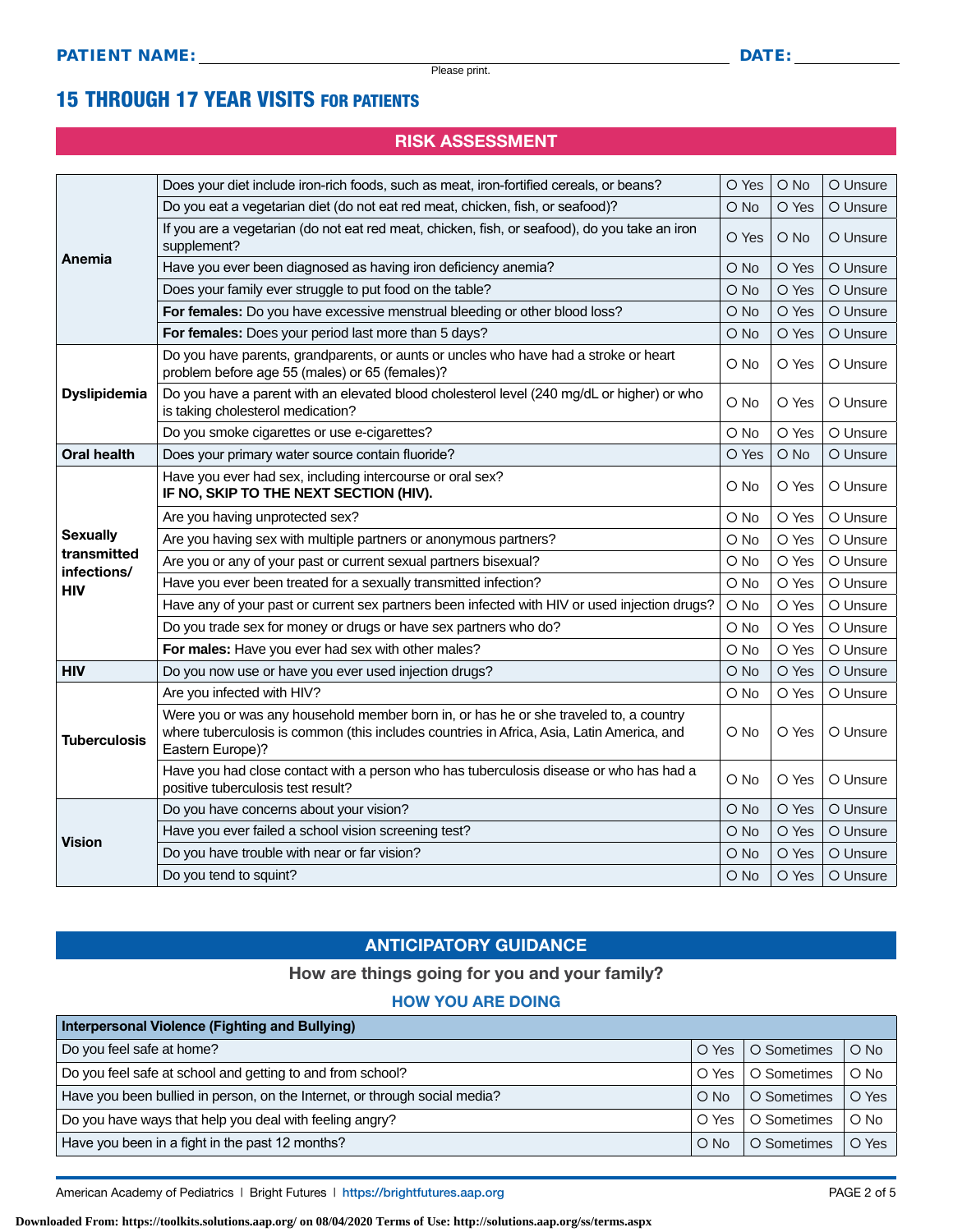**PATIENT NAME:** ______________________ **DATE:** __________

Please print.

# 15 THROUGH 17 YEAR VISITS FOR PATIENTS

## RISK ASSESSMENT

| | | | | |
|---|---|---|---|---|
| **Anemia** | Does your diet include iron-rich foods, such as meat, iron-fortified cereals, or beans? | O Yes | O No | O Unsure |
| | Do you eat a vegetarian diet (do not eat red meat, chicken, fish, or seafood)? | O No | O Yes | O Unsure |
| | If you are a vegetarian (do not eat red meat, chicken, fish, or seafood), do you take an iron supplement? | O Yes | O No | O Unsure |
| | Have you ever been diagnosed as having iron deficiency anemia? | O No | O Yes | O Unsure |
| | Does your family ever struggle to put food on the table? | O No | O Yes | O Unsure |
| | **For females:** Do you have excessive menstrual bleeding or other blood loss? | O No | O Yes | O Unsure |
| | **For females:** Does your period last more than 5 days? | O No | O Yes | O Unsure |
| **Dyslipidemia** | Do you have parents, grandparents, or aunts or uncles who have had a stroke or heart problem before age 55 (males) or 65 (females)? | O No | O Yes | O Unsure |
| | Do you have a parent with an elevated blood cholesterol level (240 mg/dL or higher) or who is taking cholesterol medication? | O No | O Yes | O Unsure |
| | Do you smoke cigarettes or use e-cigarettes? | O No | O Yes | O Unsure |
| **Oral health** | Does your primary water source contain fluoride? | O Yes | O No | O Unsure |
| **Sexually transmitted infections/ HIV** | Have you ever had sex, including intercourse or oral sex? **IF NO, SKIP TO THE NEXT SECTION (HIV).** | O No | O Yes | O Unsure |
| | Are you having unprotected sex? | O No | O Yes | O Unsure |
| | Are you having sex with multiple partners or anonymous partners? | O No | O Yes | O Unsure |
| | Are you or any of your past or current sexual partners bisexual? | O No | O Yes | O Unsure |
| | Have you ever been treated for a sexually transmitted infection? | O No | O Yes | O Unsure |
| | Have any of your past or current sex partners been infected with HIV or used injection drugs? | O No | O Yes | O Unsure |
| | Do you trade sex for money or drugs or have sex partners who do? | O No | O Yes | O Unsure |
| | **For males:** Have you ever had sex with other males? | O No | O Yes | O Unsure |
| **HIV** | Do you now use or have you ever used injection drugs? | O No | O Yes | O Unsure |
| **Tuberculosis** | Are you infected with HIV? | O No | O Yes | O Unsure |
| | Were you or was any household member born in, or has he or she traveled to, a country where tuberculosis is common (this includes countries in Africa, Asia, Latin America, and Eastern Europe)? | O No | O Yes | O Unsure |
| | Have you had close contact with a person who has tuberculosis disease or who has had a positive tuberculosis test result? | O No | O Yes | O Unsure |
| **Vision** | Do you have concerns about your vision? | O No | O Yes | O Unsure |
| | Have you ever failed a school vision screening test? | O No | O Yes | O Unsure |
| | Do you have trouble with near or far vision? | O No | O Yes | O Unsure |
| | Do you tend to squint? | O No | O Yes | O Unsure |

## ANTICIPATORY GUIDANCE

### How are things going for you and your family?

### HOW YOU ARE DOING

| Interpersonal Violence (Fighting and Bullying) | | | |
|---|---|---|---|
| Do you feel safe at home? | O Yes | O Sometimes | O No |
| Do you feel safe at school and getting to and from school? | O Yes | O Sometimes | O No |
| Have you been bullied in person, on the Internet, or through social media? | O No | O Sometimes | O Yes |
| Do you have ways that help you deal with feeling angry? | O Yes | O Sometimes | O No |
| Have you been in a fight in the past 12 months? | O No | O Sometimes | O Yes |

American Academy of Pediatrics | Bright Futures | https://brightfutures.aap.org

Downloaded From: https://toolkits.solutions.aap.org/ on 08/04/2020 Terms of Use: http://solutions.aap.org/ss/terms.aspx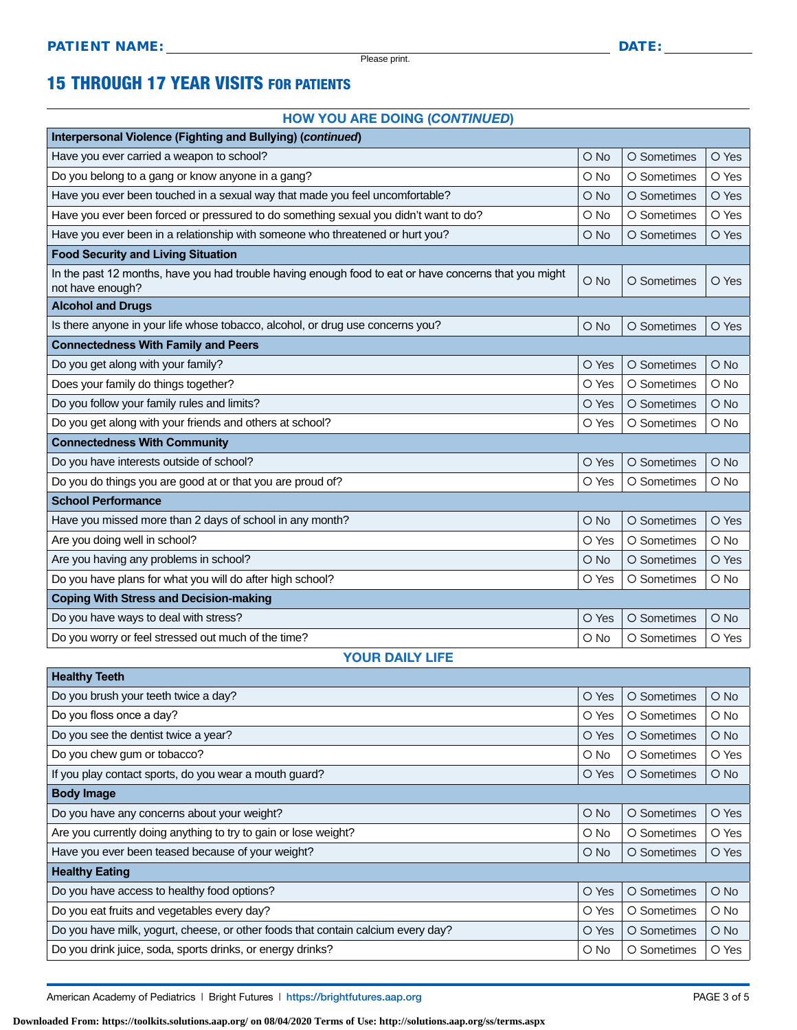**PATIENT NAME:** ______________________________ **DATE:** __________

Please print.

# 15 THROUGH 17 YEAR VISITS FOR PATIENTS

## HOW YOU ARE DOING (*CONTINUED*)

| **Interpersonal Violence (Fighting and Bullying) (*continued*)** | | | |
|---|---|---|---|
| Have you ever carried a weapon to school? | O No | O Sometimes | O Yes |
| Do you belong to a gang or know anyone in a gang? | O No | O Sometimes | O Yes |
| Have you ever been touched in a sexual way that made you feel uncomfortable? | O No | O Sometimes | O Yes |
| Have you ever been forced or pressured to do something sexual you didn't want to do? | O No | O Sometimes | O Yes |
| Have you ever been in a relationship with someone who threatened or hurt you? | O No | O Sometimes | O Yes |
| **Food Security and Living Situation** | | | |
| In the past 12 months, have you had trouble having enough food to eat or have concerns that you might not have enough? | O No | O Sometimes | O Yes |
| **Alcohol and Drugs** | | | |
| Is there anyone in your life whose tobacco, alcohol, or drug use concerns you? | O No | O Sometimes | O Yes |
| **Connectedness With Family and Peers** | | | |
| Do you get along with your family? | O Yes | O Sometimes | O No |
| Does your family do things together? | O Yes | O Sometimes | O No |
| Do you follow your family rules and limits? | O Yes | O Sometimes | O No |
| Do you get along with your friends and others at school? | O Yes | O Sometimes | O No |
| **Connectedness With Community** | | | |
| Do you have interests outside of school? | O Yes | O Sometimes | O No |
| Do you do things you are good at or that you are proud of? | O Yes | O Sometimes | O No |
| **School Performance** | | | |
| Have you missed more than 2 days of school in any month? | O No | O Sometimes | O Yes |
| Are you doing well in school? | O Yes | O Sometimes | O No |
| Are you having any problems in school? | O No | O Sometimes | O Yes |
| Do you have plans for what you will do after high school? | O Yes | O Sometimes | O No |
| **Coping With Stress and Decision-making** | | | |
| Do you have ways to deal with stress? | O Yes | O Sometimes | O No |
| Do you worry or feel stressed out much of the time? | O No | O Sometimes | O Yes |

## YOUR DAILY LIFE

| **Healthy Teeth** | | | |
|---|---|---|---|
| Do you brush your teeth twice a day? | O Yes | O Sometimes | O No |
| Do you floss once a day? | O Yes | O Sometimes | O No |
| Do you see the dentist twice a year? | O Yes | O Sometimes | O No |
| Do you chew gum or tobacco? | O No | O Sometimes | O Yes |
| If you play contact sports, do you wear a mouth guard? | O Yes | O Sometimes | O No |
| **Body Image** | | | |
| Do you have any concerns about your weight? | O No | O Sometimes | O Yes |
| Are you currently doing anything to try to gain or lose weight? | O No | O Sometimes | O Yes |
| Have you ever been teased because of your weight? | O No | O Sometimes | O Yes |
| **Healthy Eating** | | | |
| Do you have access to healthy food options? | O Yes | O Sometimes | O No |
| Do you eat fruits and vegetables every day? | O Yes | O Sometimes | O No |
| Do you have milk, yogurt, cheese, or other foods that contain calcium every day? | O Yes | O Sometimes | O No |
| Do you drink juice, soda, sports drinks, or energy drinks? | O No | O Sometimes | O Yes |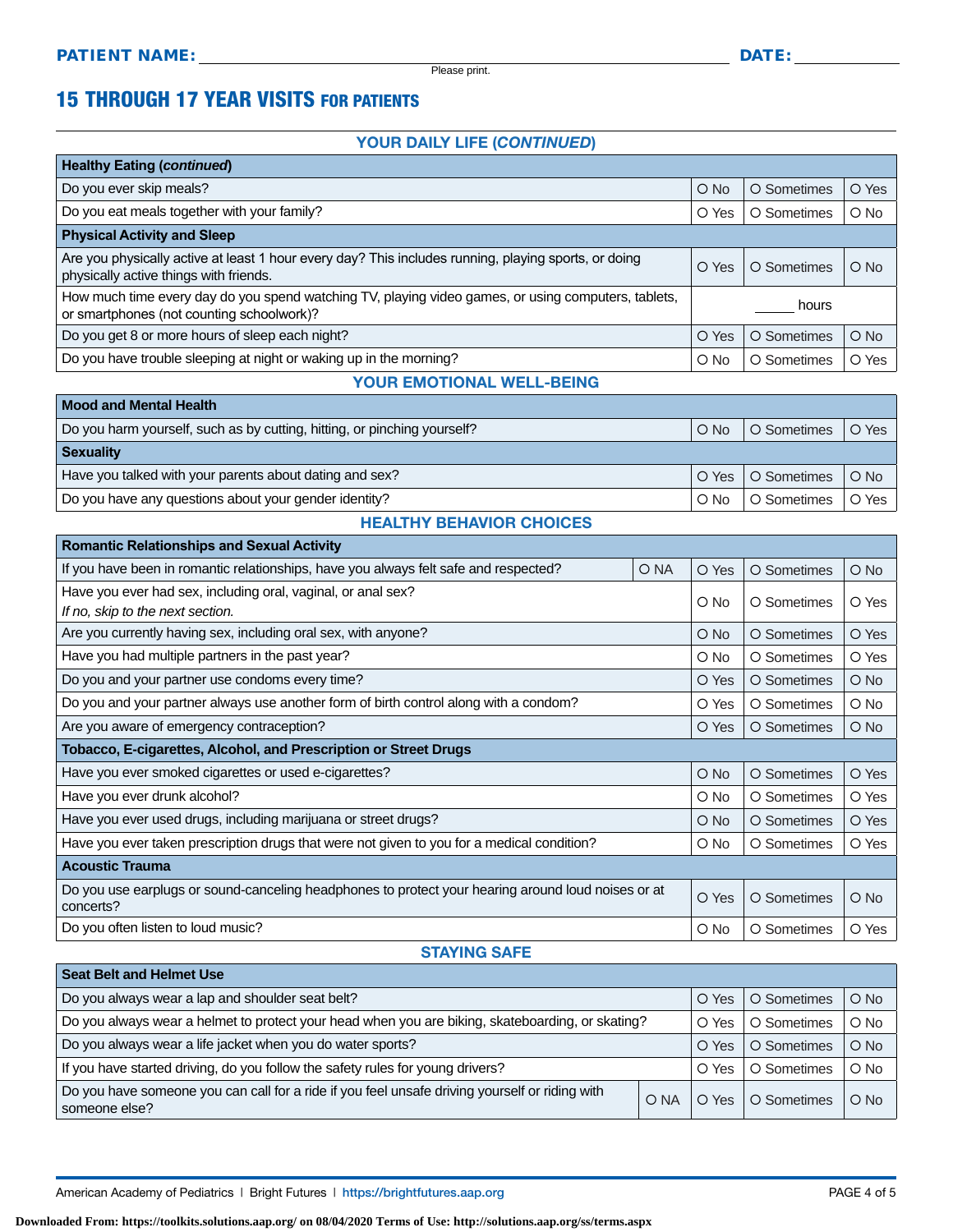**PATIENT NAME:** ______________________________ **DATE:** __________

Please print.

# 15 THROUGH 17 YEAR VISITS FOR PATIENTS

## YOUR DAILY LIFE (*CONTINUED*)

| **Healthy Eating (*continued*)** | | | | |
|---|---|---|---|---|
| Do you ever skip meals? | | O No | O Sometimes | O Yes |
| Do you eat meals together with your family? | | O Yes | O Sometimes | O No |
| **Physical Activity and Sleep** | | | | |
| Are you physically active at least 1 hour every day? This includes running, playing sports, or doing physically active things with friends. | | O Yes | O Sometimes | O No |
| How much time every day do you spend watching TV, playing video games, or using computers, tablets, or smartphones (not counting schoolwork)? | | ______ hours | | |
| Do you get 8 or more hours of sleep each night? | | O Yes | O Sometimes | O No |
| Do you have trouble sleeping at night or waking up in the morning? | | O No | O Sometimes | O Yes |

## YOUR EMOTIONAL WELL-BEING

| **Mood and Mental Health** | | | |
|---|---|---|---|
| Do you harm yourself, such as by cutting, hitting, or pinching yourself? | O No | O Sometimes | O Yes |
| **Sexuality** | | | |
| Have you talked with your parents about dating and sex? | O Yes | O Sometimes | O No |
| Do you have any questions about your gender identity? | O No | O Sometimes | O Yes |

## HEALTHY BEHAVIOR CHOICES

| **Romantic Relationships and Sexual Activity** | | | | |
|---|---|---|---|---|
| If you have been in romantic relationships, have you always felt safe and respected? | O NA | O Yes | O Sometimes | O No |
| Have you ever had sex, including oral, vaginal, or anal sex?<br>*If no, skip to the next section.* | | O No | O Sometimes | O Yes |
| Are you currently having sex, including oral sex, with anyone? | | O No | O Sometimes | O Yes |
| Have you had multiple partners in the past year? | | O No | O Sometimes | O Yes |
| Do you and your partner use condoms every time? | | O Yes | O Sometimes | O No |
| Do you and your partner always use another form of birth control along with a condom? | | O Yes | O Sometimes | O No |
| Are you aware of emergency contraception? | | O Yes | O Sometimes | O No |
| **Tobacco, E-cigarettes, Alcohol, and Prescription or Street Drugs** | | | | |
| Have you ever smoked cigarettes or used e-cigarettes? | | O No | O Sometimes | O Yes |
| Have you ever drunk alcohol? | | O No | O Sometimes | O Yes |
| Have you ever used drugs, including marijuana or street drugs? | | O No | O Sometimes | O Yes |
| Have you ever taken prescription drugs that were not given to you for a medical condition? | | O No | O Sometimes | O Yes |
| **Acoustic Trauma** | | | | |
| Do you use earplugs or sound-canceling headphones to protect your hearing around loud noises or at concerts? | | O Yes | O Sometimes | O No |
| Do you often listen to loud music? | | O No | O Sometimes | O Yes |

## STAYING SAFE

| **Seat Belt and Helmet Use** | | | | |
|---|---|---|---|---|
| Do you always wear a lap and shoulder seat belt? | | O Yes | O Sometimes | O No |
| Do you always wear a helmet to protect your head when you are biking, skateboarding, or skating? | | O Yes | O Sometimes | O No |
| Do you always wear a life jacket when you do water sports? | | O Yes | O Sometimes | O No |
| If you have started driving, do you follow the safety rules for young drivers? | | O Yes | O Sometimes | O No |
| Do you have someone you can call for a ride if you feel unsafe driving yourself or riding with someone else? | O NA | O Yes | O Sometimes | O No |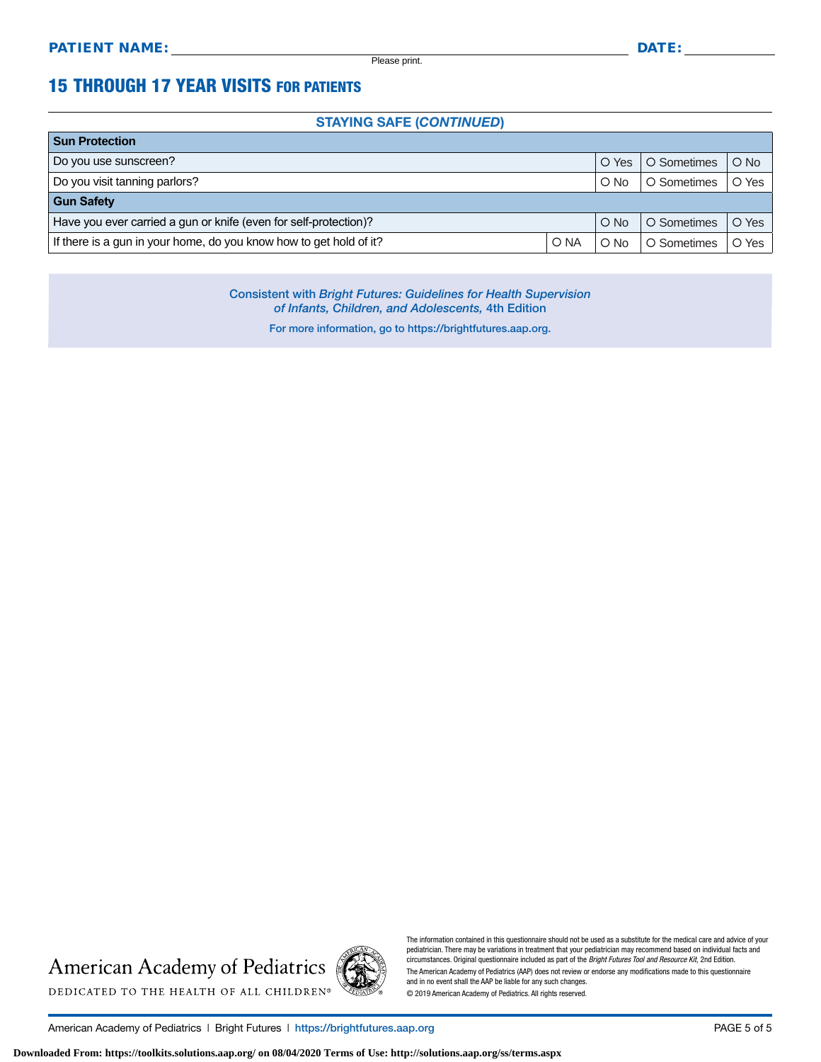PATIENT NAME: ______________________________ DATE: ____________

Please print.

# 15 THROUGH 17 YEAR VISITS FOR PATIENTS

## STAYING SAFE (*CONTINUED*)

| | | | | |
|---|---|---|---|---|
| **Sun Protection** | | | | |
| Do you use sunscreen? | | O Yes | O Sometimes | O No |
| Do you visit tanning parlors? | | O No | O Sometimes | O Yes |
| **Gun Safety** | | | | |
| Have you ever carried a gun or knife (even for self-protection)? | | O No | O Sometimes | O Yes |
| If there is a gun in your home, do you know how to get hold of it? | O NA | O No | O Sometimes | O Yes |

Consistent with *Bright Futures: Guidelines for Health Supervision of Infants, Children, and Adolescents,* 4th Edition

For more information, go to https://brightfutures.aap.org.

American Academy of Pediatrics
DEDICATED TO THE HEALTH OF ALL CHILDREN®

The information contained in this questionnaire should not be used as a substitute for the medical care and advice of your pediatrician. There may be variations in treatment that your pediatrician may recommend based on individual facts and circumstances. Original questionnaire included as part of the *Bright Futures Tool and Resource Kit*, 2nd Edition.

The American Academy of Pediatrics (AAP) does not review or endorse any modifications made to this questionnaire and in no event shall the AAP be liable for any such changes.

© 2019 American Academy of Pediatrics. All rights reserved.

Downloaded From: https://toolkits.solutions.aap.org/ on 08/04/2020 Terms of Use: http://solutions.aap.org/ss/terms.aspx